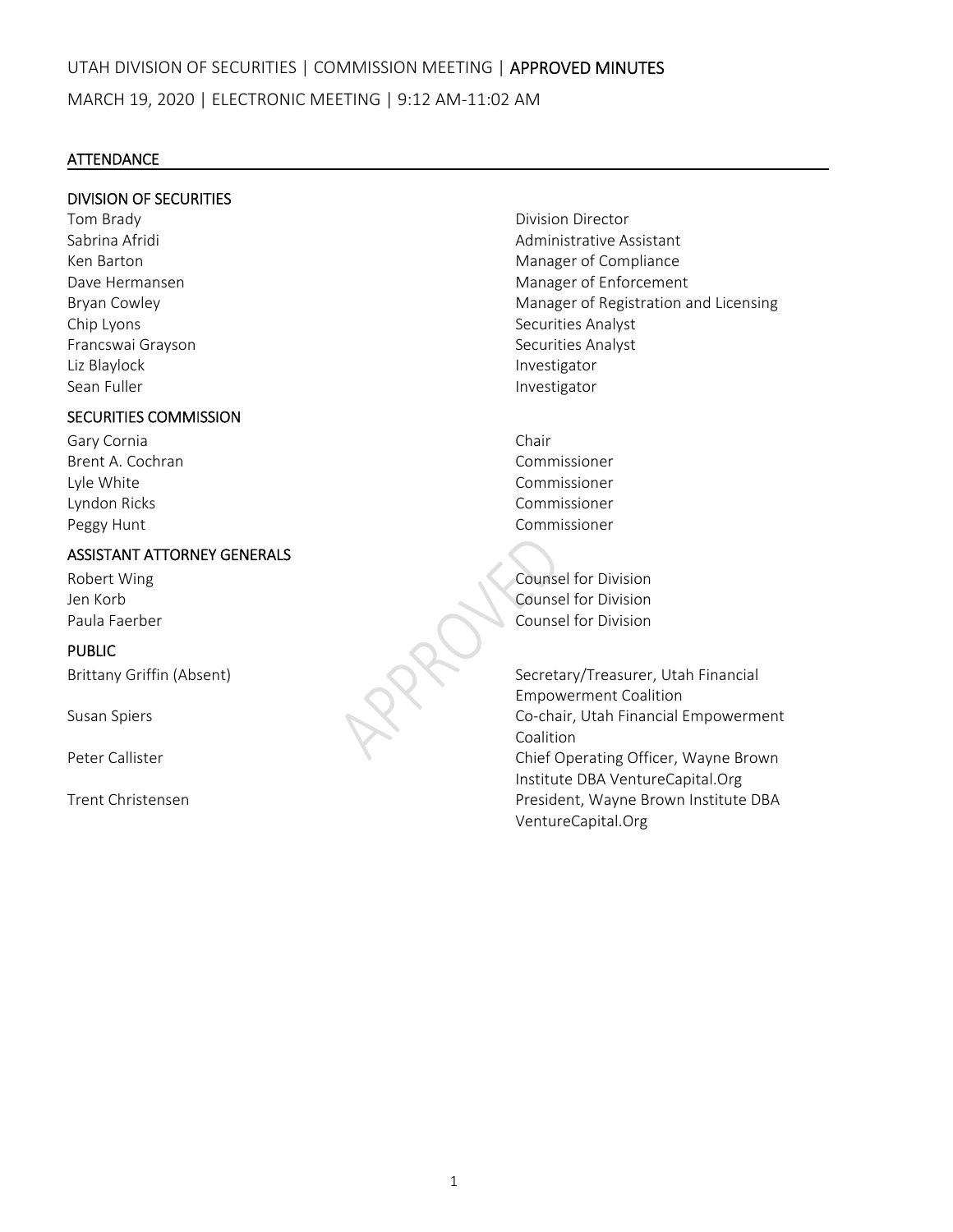UTAH DIVISION OF SECURITIES | COMMISSION MEETING | **APPROVED MINUTES**

MARCH 19, 2020 | ELECTRONIC MEETING | 9:12 AM-11:02 AM

## ATTENDANCE

### DIVISION OF SECURITIES

| | |
|---|---|
| Tom Brady | Division Director |
| Sabrina Afridi | Administrative Assistant |
| Ken Barton | Manager of Compliance |
| Dave Hermansen | Manager of Enforcement |
| Bryan Cowley | Manager of Registration and Licensing |
| Chip Lyons | Securities Analyst |
| Francswai Grayson | Securities Analyst |
| Liz Blaylock | Investigator |
| Sean Fuller | Investigator |

### SECURITIES COMMISSION

| | |
|---|---|
| Gary Cornia | Chair |
| Brent A. Cochran | Commissioner |
| Lyle White | Commissioner |
| Lyndon Ricks | Commissioner |
| Peggy Hunt | Commissioner |

### ASSISTANT ATTORNEY GENERALS

| | |
|---|---|
| Robert Wing | Counsel for Division |
| Jen Korb | Counsel for Division |
| Paula Faerber | Counsel for Division |

### PUBLIC

| | |
|---|---|
| Brittany Griffin (Absent) | Secretary/Treasurer, Utah Financial Empowerment Coalition |
| Susan Spiers | Co-chair, Utah Financial Empowerment Coalition |
| Peter Callister | Chief Operating Officer, Wayne Brown Institute DBA VentureCapital.Org |
| Trent Christensen | President, Wayne Brown Institute DBA VentureCapital.Org |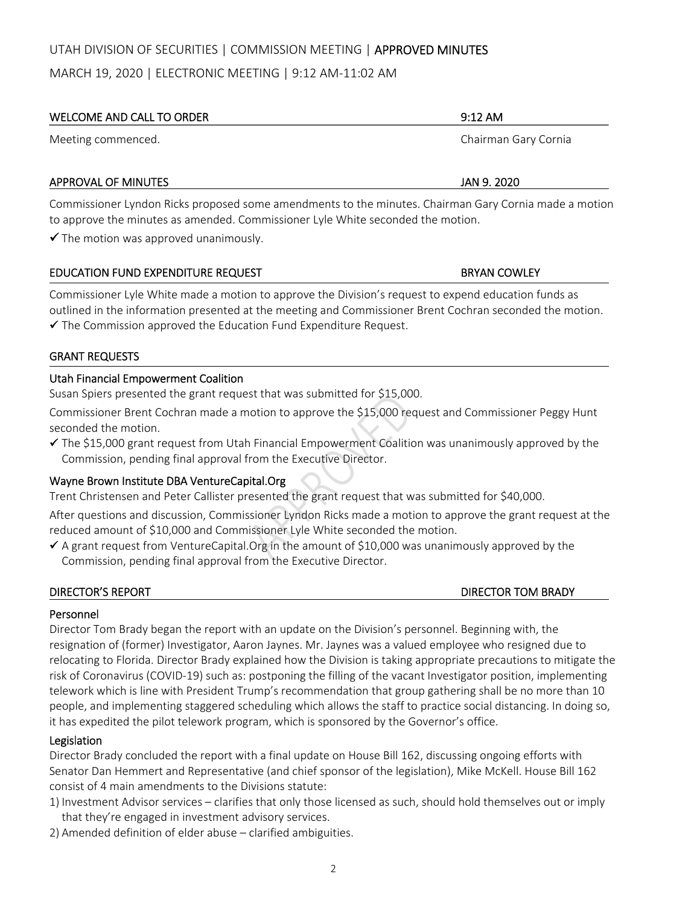UTAH DIVISION OF SECURITIES | COMMISSION MEETING | **APPROVED MINUTES**

MARCH 19, 2020 | ELECTRONIC MEETING | 9:12 AM-11:02 AM

## WELCOME AND CALL TO ORDER — 9:12 AM

Meeting commenced. — Chairman Gary Cornia

## APPROVAL OF MINUTES — JAN 9. 2020

Commissioner Lyndon Ricks proposed some amendments to the minutes. Chairman Gary Cornia made a motion to approve the minutes as amended. Commissioner Lyle White seconded the motion.

✓ The motion was approved unanimously.

## EDUCATION FUND EXPENDITURE REQUEST — BRYAN COWLEY

Commissioner Lyle White made a motion to approve the Division's request to expend education funds as outlined in the information presented at the meeting and Commissioner Brent Cochran seconded the motion.

✓ The Commission approved the Education Fund Expenditure Request.

## GRANT REQUESTS

### Utah Financial Empowerment Coalition

Susan Spiers presented the grant request that was submitted for $15,000.

Commissioner Brent Cochran made a motion to approve the $15,000 request and Commissioner Peggy Hunt seconded the motion.

✓ The $15,000 grant request from Utah Financial Empowerment Coalition was unanimously approved by the Commission, pending final approval from the Executive Director.

### Wayne Brown Institute DBA VentureCapital.Org

Trent Christensen and Peter Callister presented the grant request that was submitted for $40,000.

After questions and discussion, Commissioner Lyndon Ricks made a motion to approve the grant request at the reduced amount of $10,000 and Commissioner Lyle White seconded the motion.

✓ A grant request from VentureCapital.Org in the amount of $10,000 was unanimously approved by the Commission, pending final approval from the Executive Director.

## DIRECTOR'S REPORT — DIRECTOR TOM BRADY

### Personnel

Director Tom Brady began the report with an update on the Division's personnel. Beginning with, the resignation of (former) Investigator, Aaron Jaynes. Mr. Jaynes was a valued employee who resigned due to relocating to Florida. Director Brady explained how the Division is taking appropriate precautions to mitigate the risk of Coronavirus (COVID-19) such as: postponing the filling of the vacant Investigator position, implementing telework which is line with President Trump's recommendation that group gathering shall be no more than 10 people, and implementing staggered scheduling which allows the staff to practice social distancing. In doing so, it has expedited the pilot telework program, which is sponsored by the Governor's office.

### Legislation

Director Brady concluded the report with a final update on House Bill 162, discussing ongoing efforts with Senator Dan Hemmert and Representative (and chief sponsor of the legislation), Mike McKell. House Bill 162 consist of 4 main amendments to the Divisions statute:

1) Investment Advisor services – clarifies that only those licensed as such, should hold themselves out or imply that they're engaged in investment advisory services.
2) Amended definition of elder abuse – clarified ambiguities.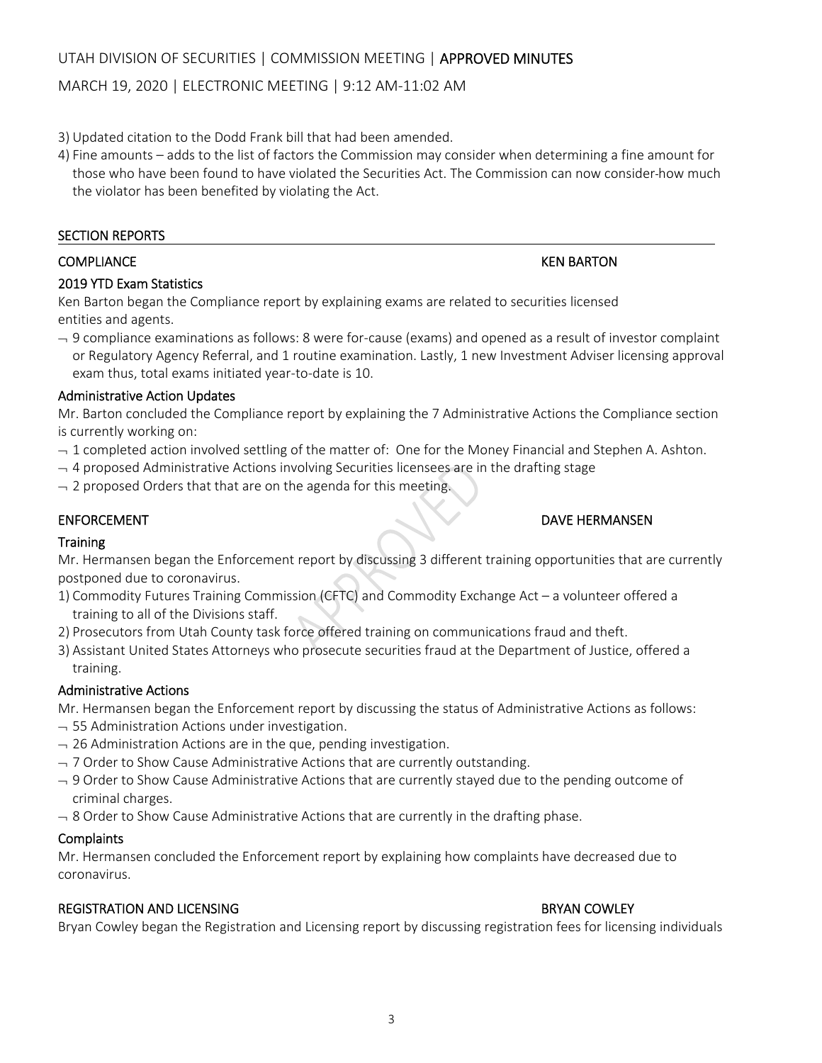3) Updated citation to the Dodd Frank bill that had been amended.
4) Fine amounts – adds to the list of factors the Commission may consider when determining a fine amount for those who have been found to have violated the Securities Act. The Commission can now consider how much the violator has been benefited by violating the Act.

## SECTION REPORTS

### COMPLIANCE — KEN BARTON

#### 2019 YTD Exam Statistics

Ken Barton began the Compliance report by explaining exams are related to securities licensed entities and agents.

- 9 compliance examinations as follows: 8 were for-cause (exams) and opened as a result of investor complaint or Regulatory Agency Referral, and 1 routine examination. Lastly, 1 new Investment Adviser licensing approval exam thus, total exams initiated year-to-date is 10.

#### Administrative Action Updates

Mr. Barton concluded the Compliance report by explaining the 7 Administrative Actions the Compliance section is currently working on:

- 1 completed action involved settling of the matter of: One for the Money Financial and Stephen A. Ashton.
- 4 proposed Administrative Actions involving Securities licensees are in the drafting stage
- 2 proposed Orders that that are on the agenda for this meeting.

### ENFORCEMENT — DAVE HERMANSEN

#### Training

Mr. Hermansen began the Enforcement report by discussing 3 different training opportunities that are currently postponed due to coronavirus.

1) Commodity Futures Training Commission (CFTC) and Commodity Exchange Act – a volunteer offered a training to all of the Divisions staff.
2) Prosecutors from Utah County task force offered training on communications fraud and theft.
3) Assistant United States Attorneys who prosecute securities fraud at the Department of Justice, offered a training.

#### Administrative Actions

Mr. Hermansen began the Enforcement report by discussing the status of Administrative Actions as follows:

- 55 Administration Actions under investigation.
- 26 Administration Actions are in the que, pending investigation.
- 7 Order to Show Cause Administrative Actions that are currently outstanding.
- 9 Order to Show Cause Administrative Actions that are currently stayed due to the pending outcome of criminal charges.
- 8 Order to Show Cause Administrative Actions that are currently in the drafting phase.

#### Complaints

Mr. Hermansen concluded the Enforcement report by explaining how complaints have decreased due to coronavirus.

### REGISTRATION AND LICENSING — BRYAN COWLEY

Bryan Cowley began the Registration and Licensing report by discussing registration fees for licensing individuals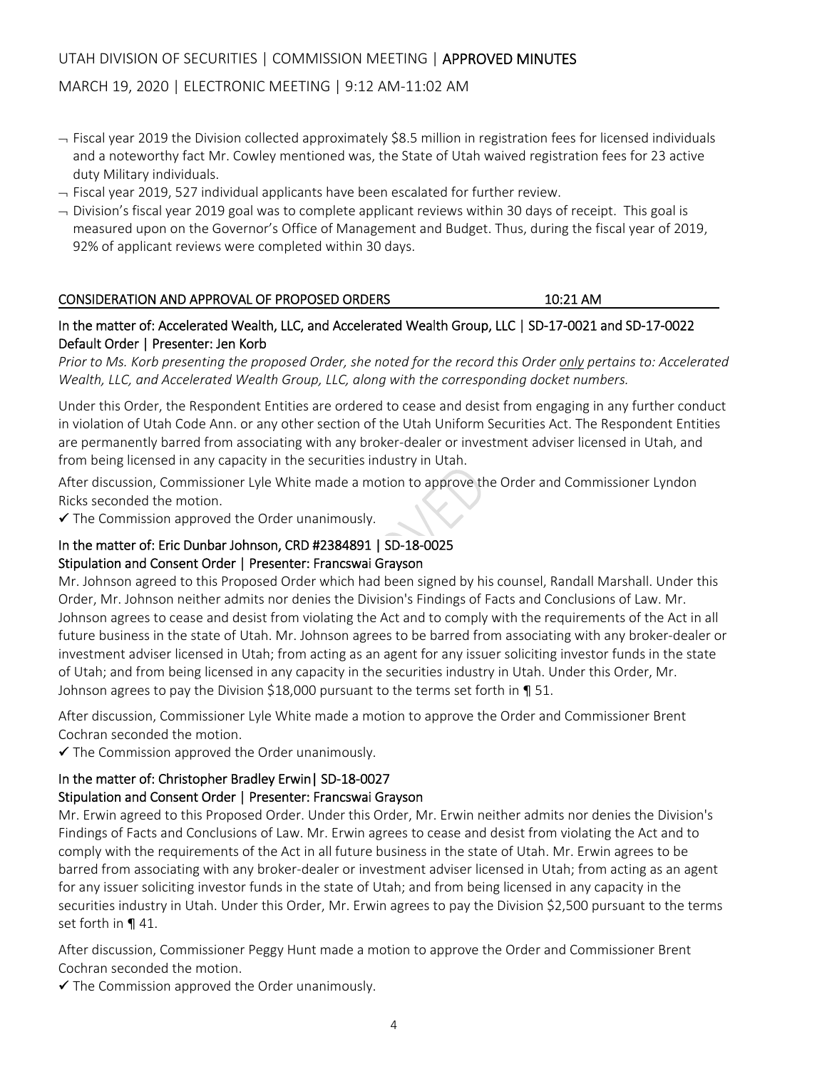- Fiscal year 2019 the Division collected approximately $8.5 million in registration fees for licensed individuals and a noteworthy fact Mr. Cowley mentioned was, the State of Utah waived registration fees for 23 active duty Military individuals.
- Fiscal year 2019, 527 individual applicants have been escalated for further review.
- Division's fiscal year 2019 goal was to complete applicant reviews within 30 days of receipt. This goal is measured upon on the Governor's Office of Management and Budget. Thus, during the fiscal year of 2019, 92% of applicant reviews were completed within 30 days.

## CONSIDERATION AND APPROVAL OF PROPOSED ORDERS — 10:21 AM

### In the matter of: Accelerated Wealth, LLC, and Accelerated Wealth Group, LLC | SD-17-0021 and SD-17-0022 Default Order | Presenter: Jen Korb

*Prior to Ms. Korb presenting the proposed Order, she noted for the record this Order only pertains to: Accelerated Wealth, LLC, and Accelerated Wealth Group, LLC, along with the corresponding docket numbers.*

Under this Order, the Respondent Entities are ordered to cease and desist from engaging in any further conduct in violation of Utah Code Ann. or any other section of the Utah Uniform Securities Act. The Respondent Entities are permanently barred from associating with any broker-dealer or investment adviser licensed in Utah, and from being licensed in any capacity in the securities industry in Utah.

After discussion, Commissioner Lyle White made a motion to approve the Order and Commissioner Lyndon Ricks seconded the motion.

✓ The Commission approved the Order unanimously.

### In the matter of: Eric Dunbar Johnson, CRD #2384891 | SD-18-0025 Stipulation and Consent Order | Presenter: Francswai Grayson

Mr. Johnson agreed to this Proposed Order which had been signed by his counsel, Randall Marshall. Under this Order, Mr. Johnson neither admits nor denies the Division's Findings of Facts and Conclusions of Law. Mr. Johnson agrees to cease and desist from violating the Act and to comply with the requirements of the Act in all future business in the state of Utah. Mr. Johnson agrees to be barred from associating with any broker-dealer or investment adviser licensed in Utah; from acting as an agent for any issuer soliciting investor funds in the state of Utah; and from being licensed in any capacity in the securities industry in Utah. Under this Order, Mr. Johnson agrees to pay the Division $18,000 pursuant to the terms set forth in ¶ 51.

After discussion, Commissioner Lyle White made a motion to approve the Order and Commissioner Brent Cochran seconded the motion.

✓ The Commission approved the Order unanimously.

### In the matter of: Christopher Bradley Erwin| SD-18-0027 Stipulation and Consent Order | Presenter: Francswai Grayson

Mr. Erwin agreed to this Proposed Order. Under this Order, Mr. Erwin neither admits nor denies the Division's Findings of Facts and Conclusions of Law. Mr. Erwin agrees to cease and desist from violating the Act and to comply with the requirements of the Act in all future business in the state of Utah. Mr. Erwin agrees to be barred from associating with any broker-dealer or investment adviser licensed in Utah; from acting as an agent for any issuer soliciting investor funds in the state of Utah; and from being licensed in any capacity in the securities industry in Utah. Under this Order, Mr. Erwin agrees to pay the Division $2,500 pursuant to the terms set forth in ¶ 41.

After discussion, Commissioner Peggy Hunt made a motion to approve the Order and Commissioner Brent Cochran seconded the motion.

✓ The Commission approved the Order unanimously.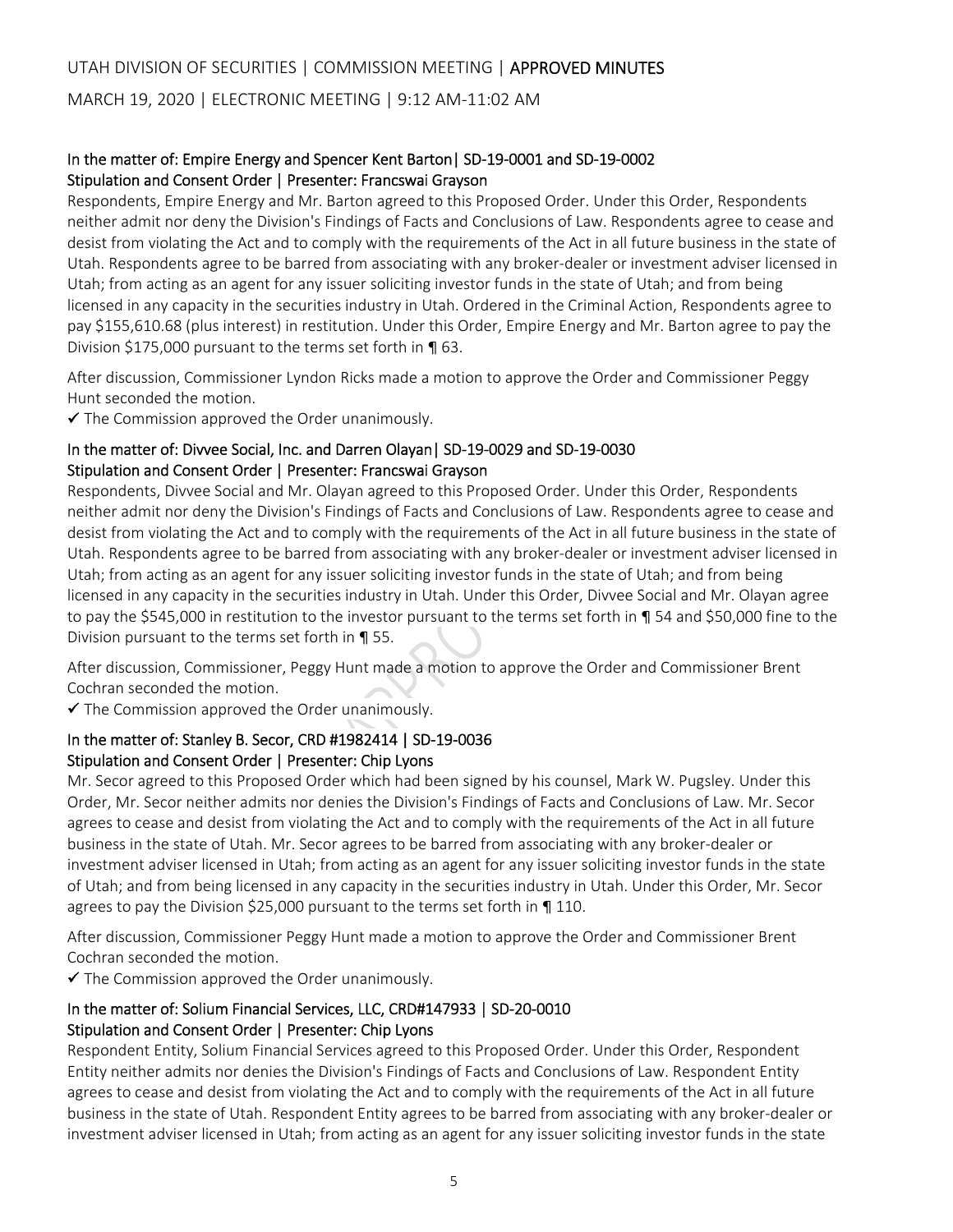UTAH DIVISION OF SECURITIES | COMMISSION MEETING | APPROVED MINUTES

MARCH 19, 2020 | ELECTRONIC MEETING | 9:12 AM-11:02 AM

### In the matter of: Empire Energy and Spencer Kent Barton| SD-19-0001 and SD-19-0002
### Stipulation and Consent Order | Presenter: Francswai Grayson

Respondents, Empire Energy and Mr. Barton agreed to this Proposed Order. Under this Order, Respondents neither admit nor deny the Division's Findings of Facts and Conclusions of Law. Respondents agree to cease and desist from violating the Act and to comply with the requirements of the Act in all future business in the state of Utah. Respondents agree to be barred from associating with any broker-dealer or investment adviser licensed in Utah; from acting as an agent for any issuer soliciting investor funds in the state of Utah; and from being licensed in any capacity in the securities industry in Utah. Ordered in the Criminal Action, Respondents agree to pay $155,610.68 (plus interest) in restitution. Under this Order, Empire Energy and Mr. Barton agree to pay the Division $175,000 pursuant to the terms set forth in ¶ 63.

After discussion, Commissioner Lyndon Ricks made a motion to approve the Order and Commissioner Peggy Hunt seconded the motion.

✓ The Commission approved the Order unanimously.

### In the matter of: Divvee Social, Inc. and Darren Olayan| SD-19-0029 and SD-19-0030
### Stipulation and Consent Order | Presenter: Francswai Grayson

Respondents, Divvee Social and Mr. Olayan agreed to this Proposed Order. Under this Order, Respondents neither admit nor deny the Division's Findings of Facts and Conclusions of Law. Respondents agree to cease and desist from violating the Act and to comply with the requirements of the Act in all future business in the state of Utah. Respondents agree to be barred from associating with any broker-dealer or investment adviser licensed in Utah; from acting as an agent for any issuer soliciting investor funds in the state of Utah; and from being licensed in any capacity in the securities industry in Utah. Under this Order, Divvee Social and Mr. Olayan agree to pay the $545,000 in restitution to the investor pursuant to the terms set forth in ¶ 54 and $50,000 fine to the Division pursuant to the terms set forth in ¶ 55.

After discussion, Commissioner, Peggy Hunt made a motion to approve the Order and Commissioner Brent Cochran seconded the motion.

✓ The Commission approved the Order unanimously.

### In the matter of: Stanley B. Secor, CRD #1982414 | SD-19-0036
### Stipulation and Consent Order | Presenter: Chip Lyons

Mr. Secor agreed to this Proposed Order which had been signed by his counsel, Mark W. Pugsley. Under this Order, Mr. Secor neither admits nor denies the Division's Findings of Facts and Conclusions of Law. Mr. Secor agrees to cease and desist from violating the Act and to comply with the requirements of the Act in all future business in the state of Utah. Mr. Secor agrees to be barred from associating with any broker-dealer or investment adviser licensed in Utah; from acting as an agent for any issuer soliciting investor funds in the state of Utah; and from being licensed in any capacity in the securities industry in Utah. Under this Order, Mr. Secor agrees to pay the Division $25,000 pursuant to the terms set forth in ¶ 110.

After discussion, Commissioner Peggy Hunt made a motion to approve the Order and Commissioner Brent Cochran seconded the motion.

✓ The Commission approved the Order unanimously.

### In the matter of: Solium Financial Services, LLC, CRD#147933 | SD-20-0010
### Stipulation and Consent Order | Presenter: Chip Lyons

Respondent Entity, Solium Financial Services agreed to this Proposed Order. Under this Order, Respondent Entity neither admits nor denies the Division's Findings of Facts and Conclusions of Law. Respondent Entity agrees to cease and desist from violating the Act and to comply with the requirements of the Act in all future business in the state of Utah. Respondent Entity agrees to be barred from associating with any broker-dealer or investment adviser licensed in Utah; from acting as an agent for any issuer soliciting investor funds in the state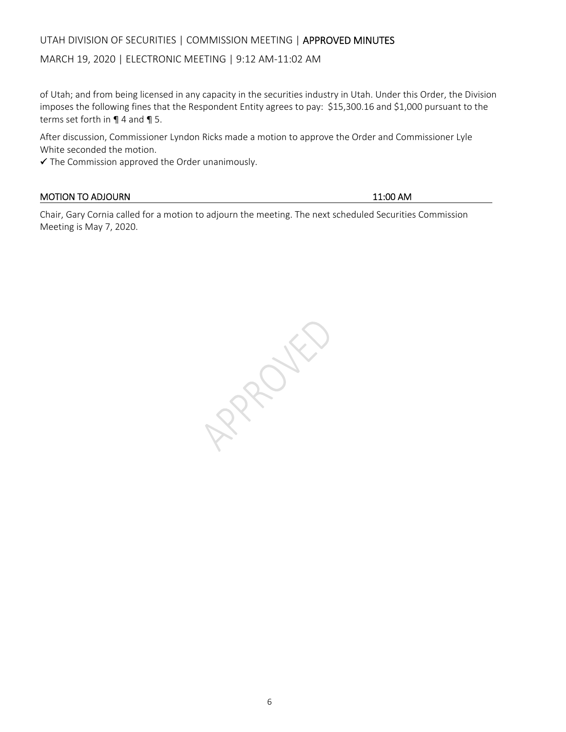of Utah; and from being licensed in any capacity in the securities industry in Utah. Under this Order, the Division imposes the following fines that the Respondent Entity agrees to pay: $15,300.16 and $1,000 pursuant to the terms set forth in ¶ 4 and ¶ 5.

After discussion, Commissioner Lyndon Ricks made a motion to approve the Order and Commissioner Lyle White seconded the motion.

✔ The Commission approved the Order unanimously.

**MOTION TO ADJOURN** 11:00 AM

Chair, Gary Cornia called for a motion to adjourn the meeting. The next scheduled Securities Commission Meeting is May 7, 2020.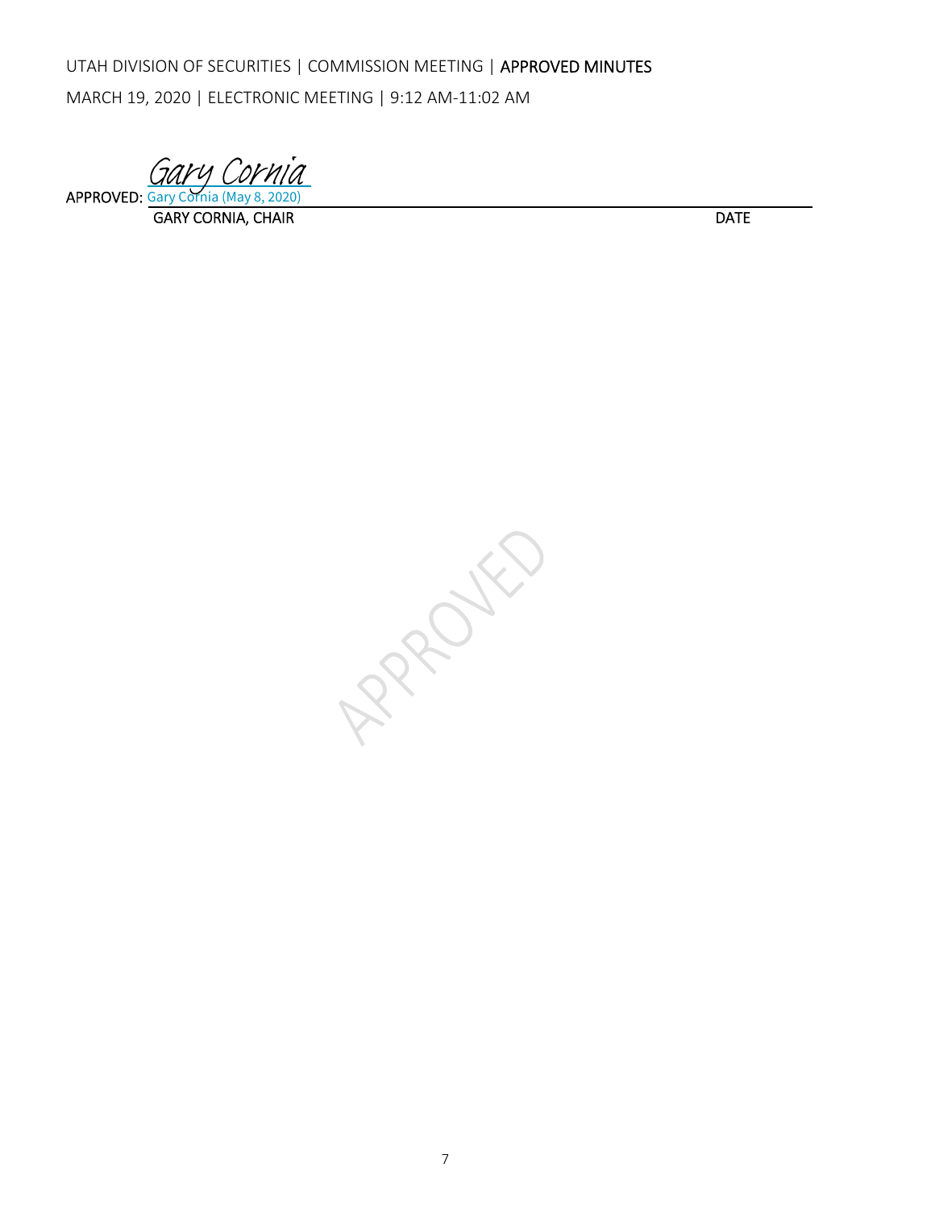APPROVED: Gary Cornia
Gary Cornia (May 8, 2020)

GARY CORNIA, CHAIR DATE

APPROVED